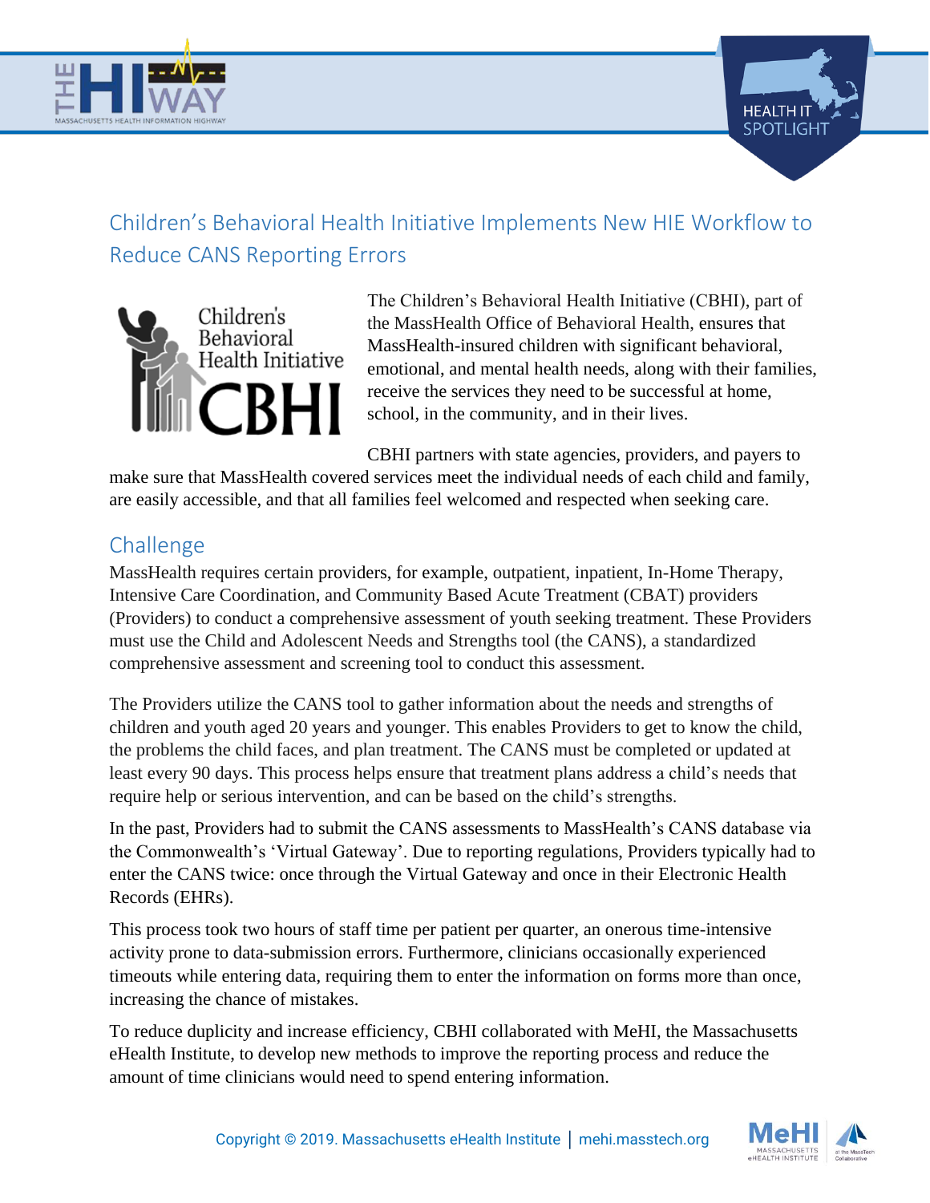# Children's Behavioral Health Initiative Implements New HIE Workflow to Reduce CANS Reporting Errors

The Children's Behavioral Health Initiative (CBHI), part of the MassHealth Office of Behavioral Health, ensures that MassHealth-insured children with significant behavioral, emotional, and mental health needs, along with their families, receive the services they need to be successful at home, school, in the community, and in their lives.

CBHI partners with state agencies, providers, and payers to make sure that MassHealth covered services meet the individual needs of each child and family, are easily accessible, and that all families feel welcomed and respected when seeking care.

## Challenge

MassHealth requires certain providers, for example, outpatient, inpatient, In-Home Therapy, Intensive Care Coordination, and Community Based Acute Treatment (CBAT) providers (Providers) to conduct a comprehensive assessment of youth seeking treatment. These Providers must use the Child and Adolescent Needs and Strengths tool (the CANS), a standardized comprehensive assessment and screening tool to conduct this assessment.

The Providers utilize the CANS tool to gather information about the needs and strengths of children and youth aged 20 years and younger. This enables Providers to get to know the child, the problems the child faces, and plan treatment. The CANS must be completed or updated at least every 90 days. This process helps ensure that treatment plans address a child's needs that require help or serious intervention, and can be based on the child's strengths.

In the past, Providers had to submit the CANS assessments to MassHealth's CANS database via the Commonwealth's 'Virtual Gateway'. Due to reporting regulations, Providers typically had to enter the CANS twice: once through the Virtual Gateway and once in their Electronic Health Records (EHRs).

This process took two hours of staff time per patient per quarter, an onerous time-intensive activity prone to data-submission errors. Furthermore, clinicians occasionally experienced timeouts while entering data, requiring them to enter the information on forms more than once, increasing the chance of mistakes.

To reduce duplicity and increase efficiency, CBHI collaborated with MeHI, the Massachusetts eHealth Institute, to develop new methods to improve the reporting process and reduce the amount of time clinicians would need to spend entering information.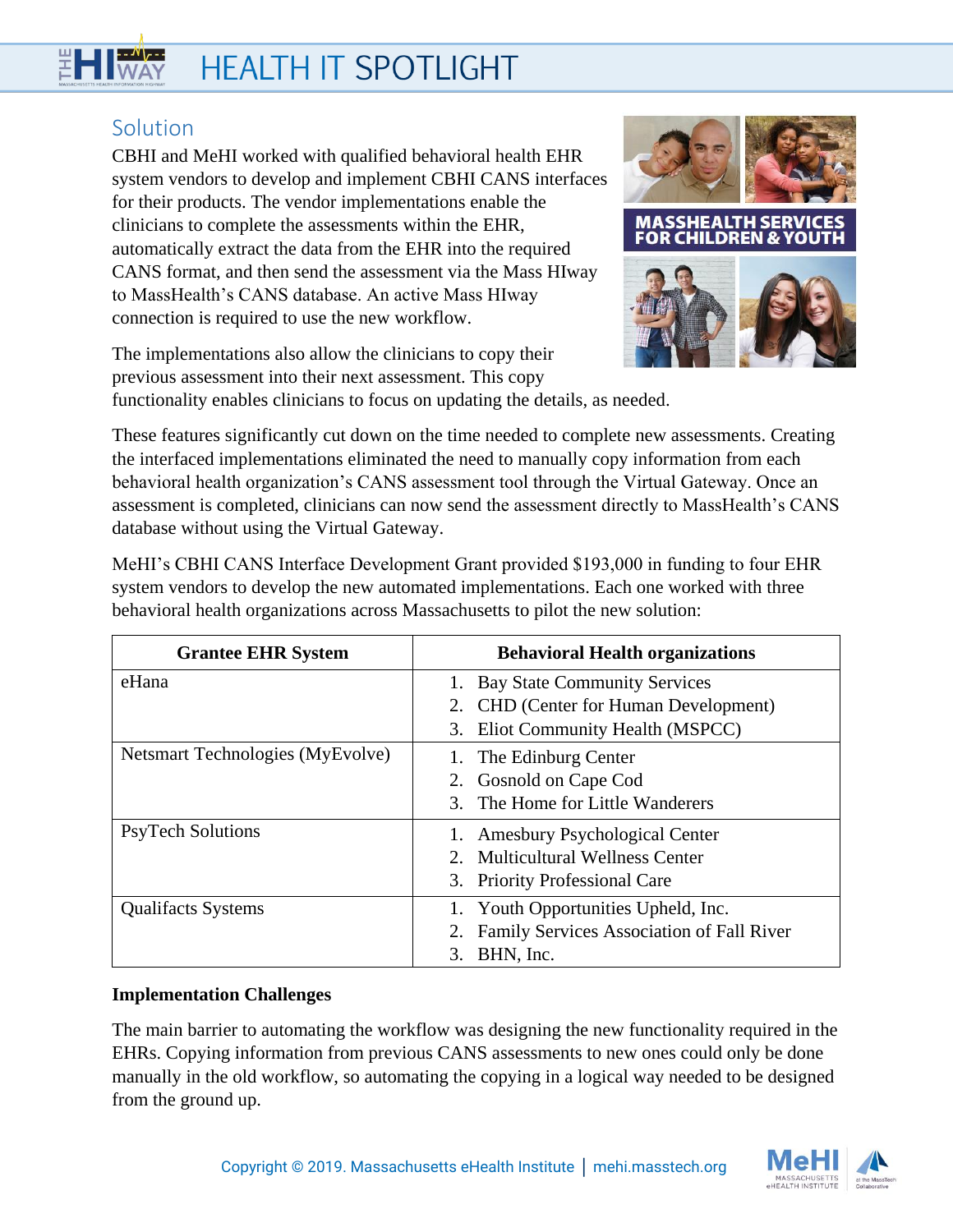## Solution

CBHI and MeHI worked with qualified behavioral health EHR system vendors to develop and implement CBHI CANS interfaces for their products. The vendor implementations enable the clinicians to complete the assessments within the EHR, automatically extract the data from the EHR into the required CANS format, and then send the assessment via the Mass HIway to MassHealth's CANS database. An active Mass HIway connection is required to use the new workflow.

The implementations also allow the clinicians to copy their previous assessment into their next assessment. This copy functionality enables clinicians to focus on updating the details, as needed.

These features significantly cut down on the time needed to complete new assessments. Creating the interfaced implementations eliminated the need to manually copy information from each behavioral health organization's CANS assessment tool through the Virtual Gateway. Once an assessment is completed, clinicians can now send the assessment directly to MassHealth's CANS database without using the Virtual Gateway.

MeHI's CBHI CANS Interface Development Grant provided $193,000 in funding to four EHR system vendors to develop the new automated implementations. Each one worked with three behavioral health organizations across Massachusetts to pilot the new solution:

| Grantee EHR System | Behavioral Health organizations |
|---|---|
| eHana | 1. Bay State Community Services<br>2. CHD (Center for Human Development)<br>3. Eliot Community Health (MSPCC) |
| Netsmart Technologies (MyEvolve) | 1. The Edinburg Center<br>2. Gosnold on Cape Cod<br>3. The Home for Little Wanderers |
| PsyTech Solutions | 1. Amesbury Psychological Center<br>2. Multicultural Wellness Center<br>3. Priority Professional Care |
| Qualifacts Systems | 1. Youth Opportunities Upheld, Inc.<br>2. Family Services Association of Fall River<br>3. BHN, Inc. |

**Implementation Challenges**

The main barrier to automating the workflow was designing the new functionality required in the EHRs. Copying information from previous CANS assessments to new ones could only be done manually in the old workflow, so automating the copying in a logical way needed to be designed from the ground up.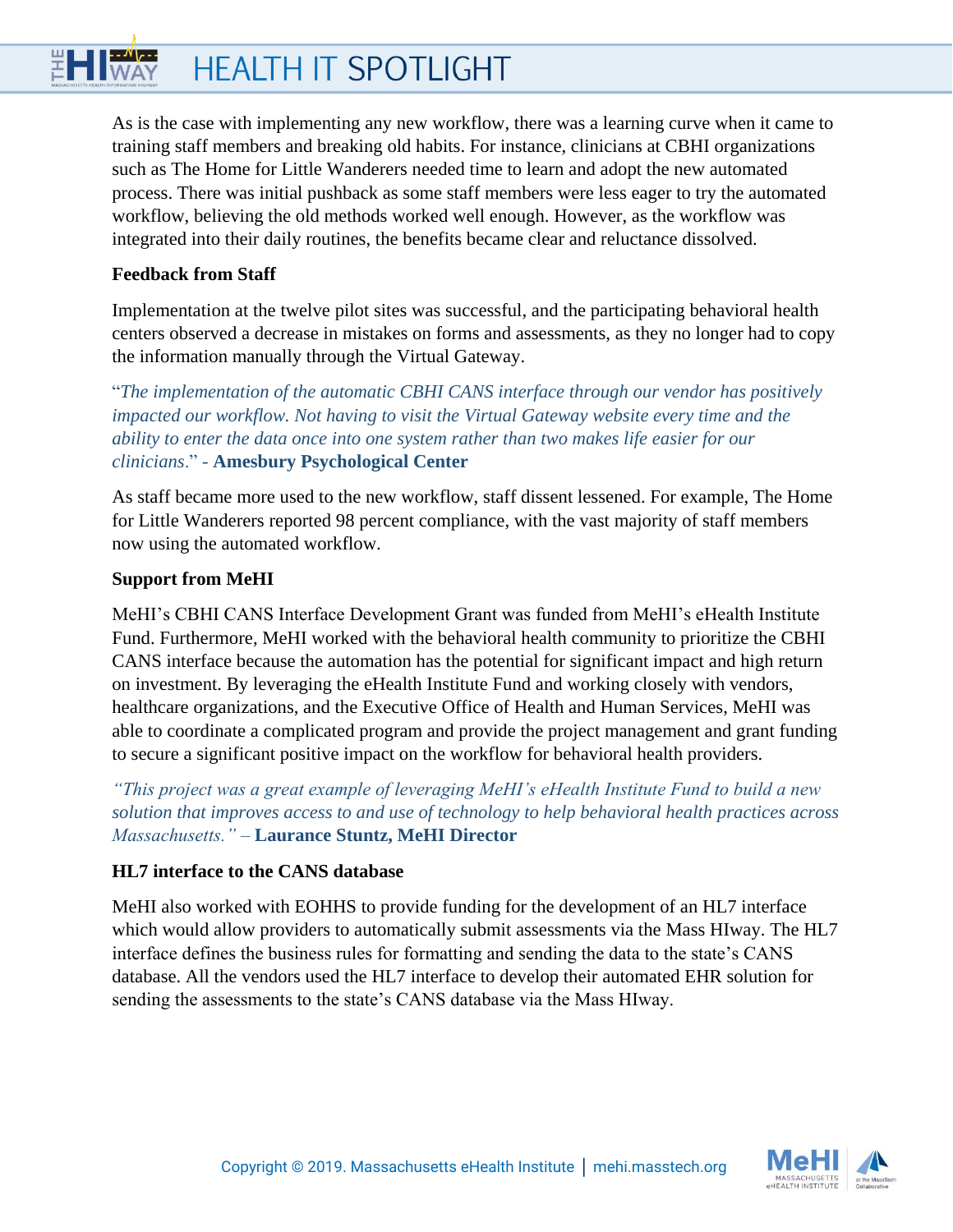As is the case with implementing any new workflow, there was a learning curve when it came to training staff members and breaking old habits. For instance, clinicians at CBHI organizations such as The Home for Little Wanderers needed time to learn and adopt the new automated process. There was initial pushback as some staff members were less eager to try the automated workflow, believing the old methods worked well enough. However, as the workflow was integrated into their daily routines, the benefits became clear and reluctance dissolved.

**Feedback from Staff**

Implementation at the twelve pilot sites was successful, and the participating behavioral health centers observed a decrease in mistakes on forms and assessments, as they no longer had to copy the information manually through the Virtual Gateway.

"*The implementation of the automatic CBHI CANS interface through our vendor has positively impacted our workflow. Not having to visit the Virtual Gateway website every time and the ability to enter the data once into one system rather than two makes life easier for our clinicians*." - **Amesbury Psychological Center**

As staff became more used to the new workflow, staff dissent lessened. For example, The Home for Little Wanderers reported 98 percent compliance, with the vast majority of staff members now using the automated workflow.

**Support from MeHI**

MeHI's CBHI CANS Interface Development Grant was funded from MeHI's eHealth Institute Fund. Furthermore, MeHI worked with the behavioral health community to prioritize the CBHI CANS interface because the automation has the potential for significant impact and high return on investment. By leveraging the eHealth Institute Fund and working closely with vendors, healthcare organizations, and the Executive Office of Health and Human Services, MeHI was able to coordinate a complicated program and provide the project management and grant funding to secure a significant positive impact on the workflow for behavioral health providers.

*"This project was a great example of leveraging MeHI's eHealth Institute Fund to build a new solution that improves access to and use of technology to help behavioral health practices across Massachusetts."* – **Laurance Stuntz, MeHI Director**

**HL7 interface to the CANS database**

MeHI also worked with EOHHS to provide funding for the development of an HL7 interface which would allow providers to automatically submit assessments via the Mass HIway. The HL7 interface defines the business rules for formatting and sending the data to the state's CANS database. All the vendors used the HL7 interface to develop their automated EHR solution for sending the assessments to the state's CANS database via the Mass HIway.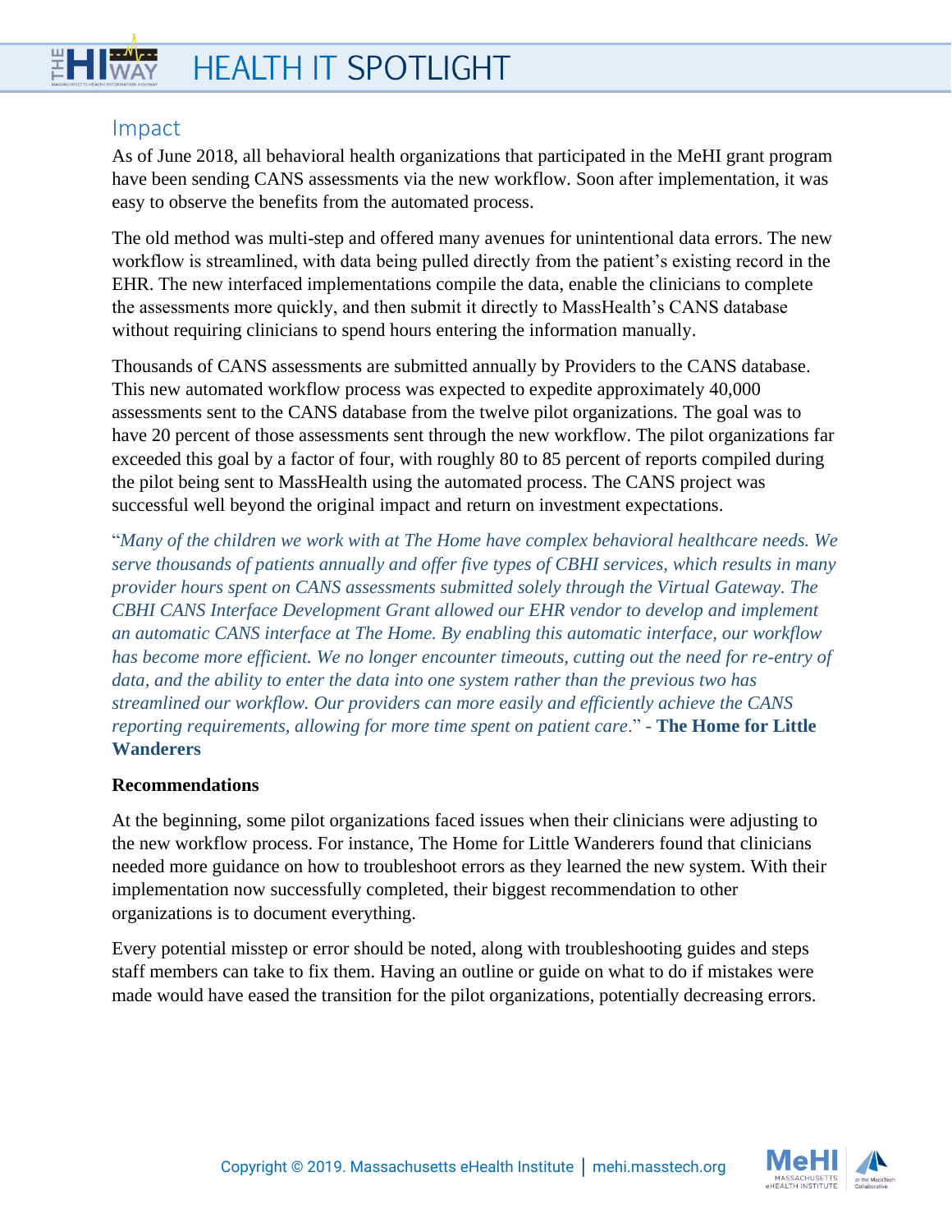## Impact

As of June 2018, all behavioral health organizations that participated in the MeHI grant program have been sending CANS assessments via the new workflow. Soon after implementation, it was easy to observe the benefits from the automated process.

The old method was multi-step and offered many avenues for unintentional data errors. The new workflow is streamlined, with data being pulled directly from the patient's existing record in the EHR. The new interfaced implementations compile the data, enable the clinicians to complete the assessments more quickly, and then submit it directly to MassHealth's CANS database without requiring clinicians to spend hours entering the information manually.

Thousands of CANS assessments are submitted annually by Providers to the CANS database. This new automated workflow process was expected to expedite approximately 40,000 assessments sent to the CANS database from the twelve pilot organizations. The goal was to have 20 percent of those assessments sent through the new workflow. The pilot organizations far exceeded this goal by a factor of four, with roughly 80 to 85 percent of reports compiled during the pilot being sent to MassHealth using the automated process. The CANS project was successful well beyond the original impact and return on investment expectations.

"*Many of the children we work with at The Home have complex behavioral healthcare needs. We serve thousands of patients annually and offer five types of CBHI services, which results in many provider hours spent on CANS assessments submitted solely through the Virtual Gateway. The CBHI CANS Interface Development Grant allowed our EHR vendor to develop and implement an automatic CANS interface at The Home. By enabling this automatic interface, our workflow has become more efficient. We no longer encounter timeouts, cutting out the need for re-entry of data, and the ability to enter the data into one system rather than the previous two has streamlined our workflow. Our providers can more easily and efficiently achieve the CANS reporting requirements, allowing for more time spent on patient care*." - **The Home for Little Wanderers**

**Recommendations**

At the beginning, some pilot organizations faced issues when their clinicians were adjusting to the new workflow process. For instance, The Home for Little Wanderers found that clinicians needed more guidance on how to troubleshoot errors as they learned the new system. With their implementation now successfully completed, their biggest recommendation to other organizations is to document everything.

Every potential misstep or error should be noted, along with troubleshooting guides and steps staff members can take to fix them. Having an outline or guide on what to do if mistakes were made would have eased the transition for the pilot organizations, potentially decreasing errors.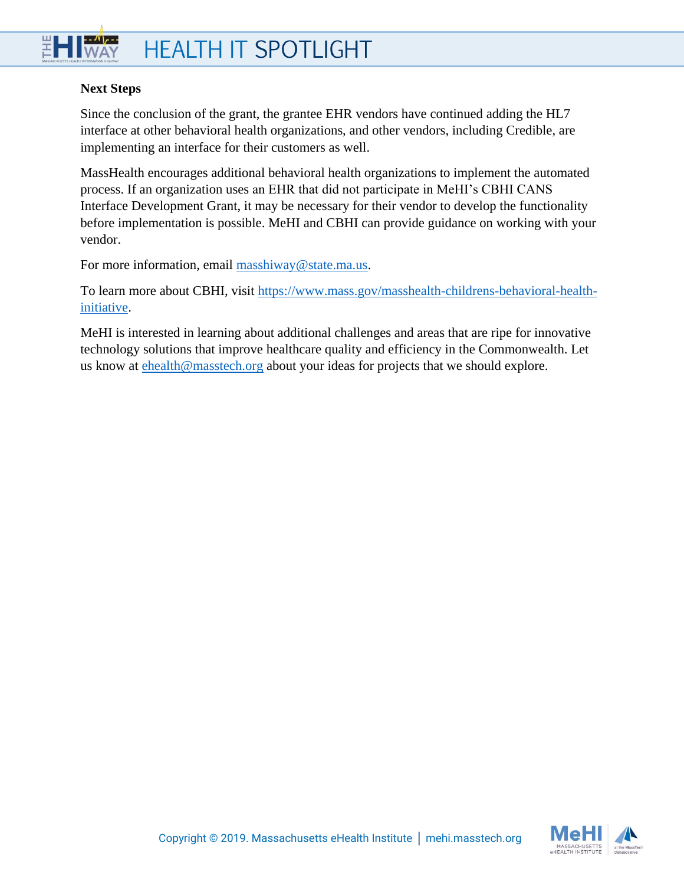**Next Steps**

Since the conclusion of the grant, the grantee EHR vendors have continued adding the HL7 interface at other behavioral health organizations, and other vendors, including Credible, are implementing an interface for their customers as well.

MassHealth encourages additional behavioral health organizations to implement the automated process. If an organization uses an EHR that did not participate in MeHI's CBHI CANS Interface Development Grant, it may be necessary for their vendor to develop the functionality before implementation is possible. MeHI and CBHI can provide guidance on working with your vendor.

For more information, email masshiway@state.ma.us.

To learn more about CBHI, visit https://www.mass.gov/masshealth-childrens-behavioral-health-initiative.

MeHI is interested in learning about additional challenges and areas that are ripe for innovative technology solutions that improve healthcare quality and efficiency in the Commonwealth. Let us know at ehealth@masstech.org about your ideas for projects that we should explore.